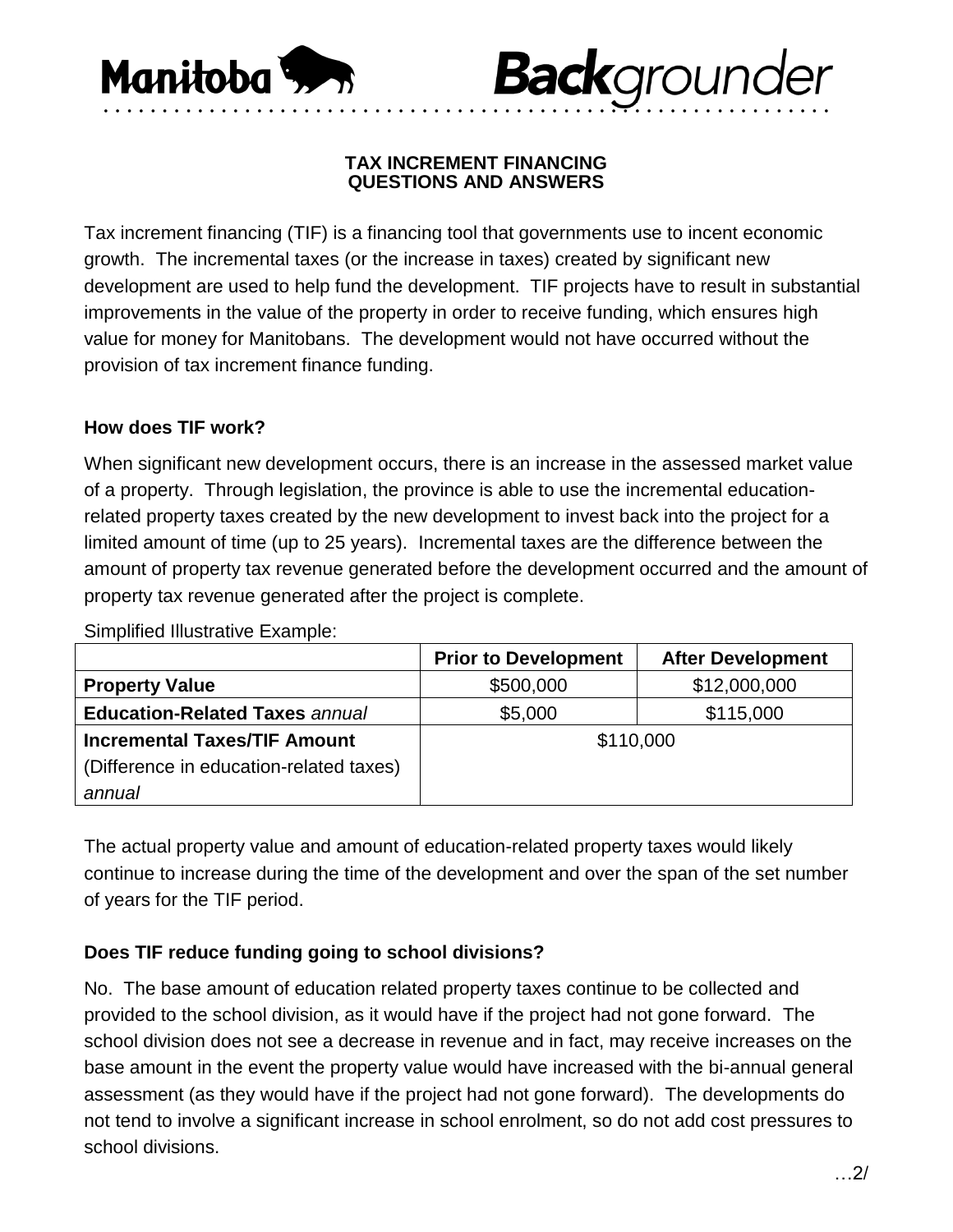Manitoba **Back**grounder

# TAX INCREMENT FINANCING QUESTIONS AND ANSWERS

Tax increment financing (TIF) is a financing tool that governments use to incent economic growth. The incremental taxes (or the increase in taxes) created by significant new development are used to help fund the development. TIF projects have to result in substantial improvements in the value of the property in order to receive funding, which ensures high value for money for Manitobans. The development would not have occurred without the provision of tax increment finance funding.

### How does TIF work?

When significant new development occurs, there is an increase in the assessed market value of a property. Through legislation, the province is able to use the incremental education-related property taxes created by the new development to invest back into the project for a limited amount of time (up to 25 years). Incremental taxes are the difference between the amount of property tax revenue generated before the development occurred and the amount of property tax revenue generated after the project is complete.

Simplified Illustrative Example:

| | Prior to Development | After Development |
|---|---|---|
| **Property Value** | $500,000 | $12,000,000 |
| **Education-Related Taxes** *annual* | $5,000 | $115,000 |
| **Incremental Taxes/TIF Amount** (Difference in education-related taxes) *annual* | $110,000 | |

The actual property value and amount of education-related property taxes would likely continue to increase during the time of the development and over the span of the set number of years for the TIF period.

### Does TIF reduce funding going to school divisions?

No. The base amount of education related property taxes continue to be collected and provided to the school division, as it would have if the project had not gone forward. The school division does not see a decrease in revenue and in fact, may receive increases on the base amount in the event the property value would have increased with the bi-annual general assessment (as they would have if the project had not gone forward). The developments do not tend to involve a significant increase in school enrolment, so do not add cost pressures to school divisions.

…2/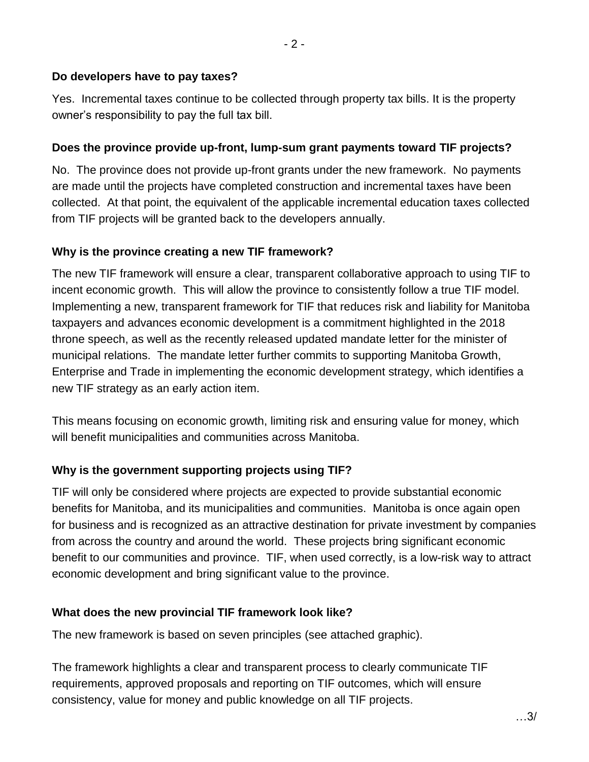**Do developers have to pay taxes?**

Yes. Incremental taxes continue to be collected through property tax bills. It is the property owner's responsibility to pay the full tax bill.

**Does the province provide up-front, lump-sum grant payments toward TIF projects?**

No. The province does not provide up-front grants under the new framework. No payments are made until the projects have completed construction and incremental taxes have been collected. At that point, the equivalent of the applicable incremental education taxes collected from TIF projects will be granted back to the developers annually.

**Why is the province creating a new TIF framework?**

The new TIF framework will ensure a clear, transparent collaborative approach to using TIF to incent economic growth. This will allow the province to consistently follow a true TIF model. Implementing a new, transparent framework for TIF that reduces risk and liability for Manitoba taxpayers and advances economic development is a commitment highlighted in the 2018 throne speech, as well as the recently released updated mandate letter for the minister of municipal relations. The mandate letter further commits to supporting Manitoba Growth, Enterprise and Trade in implementing the economic development strategy, which identifies a new TIF strategy as an early action item.

This means focusing on economic growth, limiting risk and ensuring value for money, which will benefit municipalities and communities across Manitoba.

**Why is the government supporting projects using TIF?**

TIF will only be considered where projects are expected to provide substantial economic benefits for Manitoba, and its municipalities and communities. Manitoba is once again open for business and is recognized as an attractive destination for private investment by companies from across the country and around the world. These projects bring significant economic benefit to our communities and province. TIF, when used correctly, is a low-risk way to attract economic development and bring significant value to the province.

**What does the new provincial TIF framework look like?**

The new framework is based on seven principles (see attached graphic).

The framework highlights a clear and transparent process to clearly communicate TIF requirements, approved proposals and reporting on TIF outcomes, which will ensure consistency, value for money and public knowledge on all TIF projects.

…3/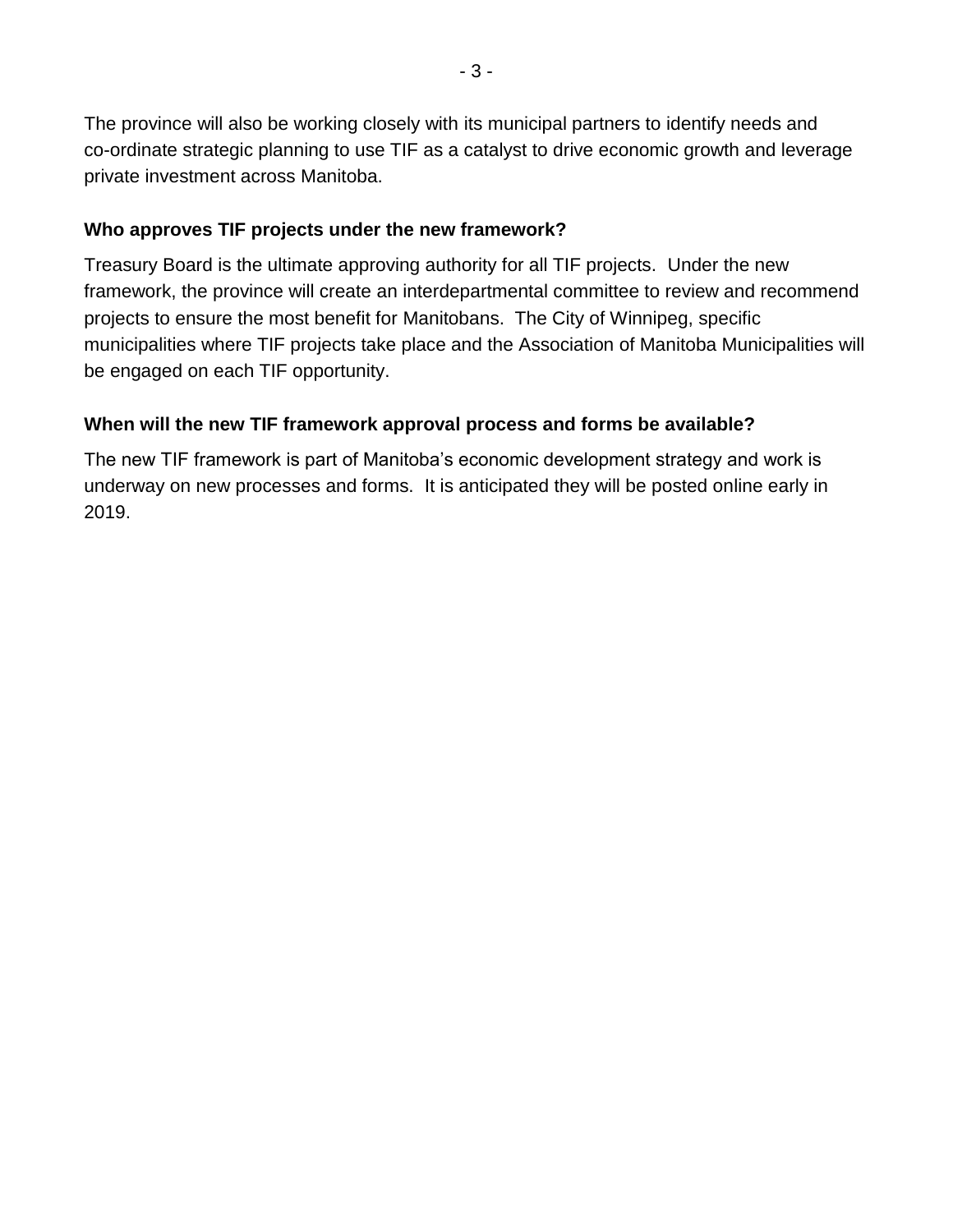The province will also be working closely with its municipal partners to identify needs and co-ordinate strategic planning to use TIF as a catalyst to drive economic growth and leverage private investment across Manitoba.

**Who approves TIF projects under the new framework?**

Treasury Board is the ultimate approving authority for all TIF projects. Under the new framework, the province will create an interdepartmental committee to review and recommend projects to ensure the most benefit for Manitobans. The City of Winnipeg, specific municipalities where TIF projects take place and the Association of Manitoba Municipalities will be engaged on each TIF opportunity.

**When will the new TIF framework approval process and forms be available?**

The new TIF framework is part of Manitoba's economic development strategy and work is underway on new processes and forms. It is anticipated they will be posted online early in 2019.